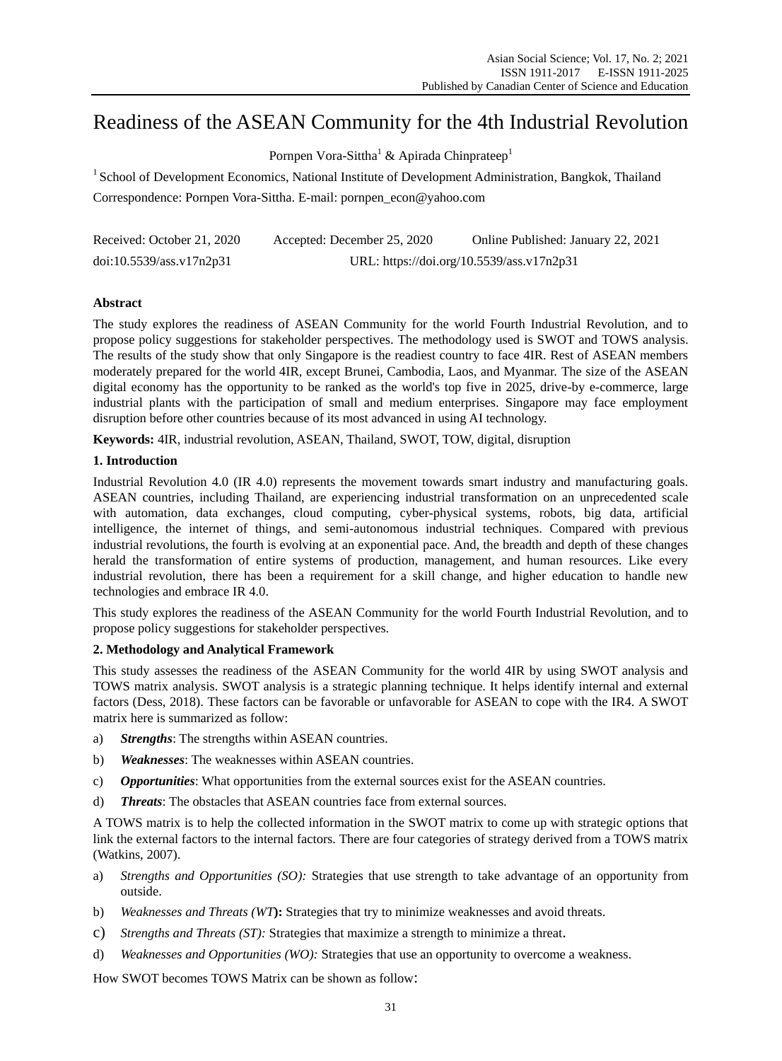# Readiness of the ASEAN Community for the 4th Industrial Revolution

Pornpen Vora-Sittha[1] & Apirada Chinprateep[1]

[1] School of Development Economics, National Institute of Development Administration, Bangkok, Thailand

Correspondence: Pornpen Vora-Sittha. E-mail: pornpen_econ@yahoo.com

Received: October 21, 2020  Accepted: December 25, 2020  Online Published: January 22, 2021

doi:10.5539/ass.v17n2p31  URL: https://doi.org/10.5539/ass.v17n2p31

## Abstract

The study explores the readiness of ASEAN Community for the world Fourth Industrial Revolution, and to propose policy suggestions for stakeholder perspectives. The methodology used is SWOT and TOWS analysis. The results of the study show that only Singapore is the readiest country to face 4IR. Rest of ASEAN members moderately prepared for the world 4IR, except Brunei, Cambodia, Laos, and Myanmar. The size of the ASEAN digital economy has the opportunity to be ranked as the world's top five in 2025, drive-by e-commerce, large industrial plants with the participation of small and medium enterprises. Singapore may face employment disruption before other countries because of its most advanced in using AI technology.

**Keywords:** 4IR, industrial revolution, ASEAN, Thailand, SWOT, TOW, digital, disruption

## 1. Introduction

Industrial Revolution 4.0 (IR 4.0) represents the movement towards smart industry and manufacturing goals. ASEAN countries, including Thailand, are experiencing industrial transformation on an unprecedented scale with automation, data exchanges, cloud computing, cyber-physical systems, robots, big data, artificial intelligence, the internet of things, and semi-autonomous industrial techniques. Compared with previous industrial revolutions, the fourth is evolving at an exponential pace. And, the breadth and depth of these changes herald the transformation of entire systems of production, management, and human resources. Like every industrial revolution, there has been a requirement for a skill change, and higher education to handle new technologies and embrace IR 4.0.

This study explores the readiness of the ASEAN Community for the world Fourth Industrial Revolution, and to propose policy suggestions for stakeholder perspectives.

## 2. Methodology and Analytical Framework

This study assesses the readiness of the ASEAN Community for the world 4IR by using SWOT analysis and TOWS matrix analysis. SWOT analysis is a strategic planning technique. It helps identify internal and external factors (Dess, 2018). These factors can be favorable or unfavorable for ASEAN to cope with the IR4. A SWOT matrix here is summarized as follow:

a) ***Strengths***: The strengths within ASEAN countries.
b) ***Weaknesses***: The weaknesses within ASEAN countries.
c) ***Opportunities***: What opportunities from the external sources exist for the ASEAN countries.
d) ***Threats***: The obstacles that ASEAN countries face from external sources.

A TOWS matrix is to help the collected information in the SWOT matrix to come up with strategic options that link the external factors to the internal factors. There are four categories of strategy derived from a TOWS matrix (Watkins, 2007).

a) *Strengths and Opportunities (SO):* Strategies that use strength to take advantage of an opportunity from outside.
b) *Weaknesses and Threats (WT)*: Strategies that try to minimize weaknesses and avoid threats.
c) *Strengths and Threats (ST):* Strategies that maximize a strength to minimize a threat.
d) *Weaknesses and Opportunities (WO):* Strategies that use an opportunity to overcome a weakness.

How SWOT becomes TOWS Matrix can be shown as follow: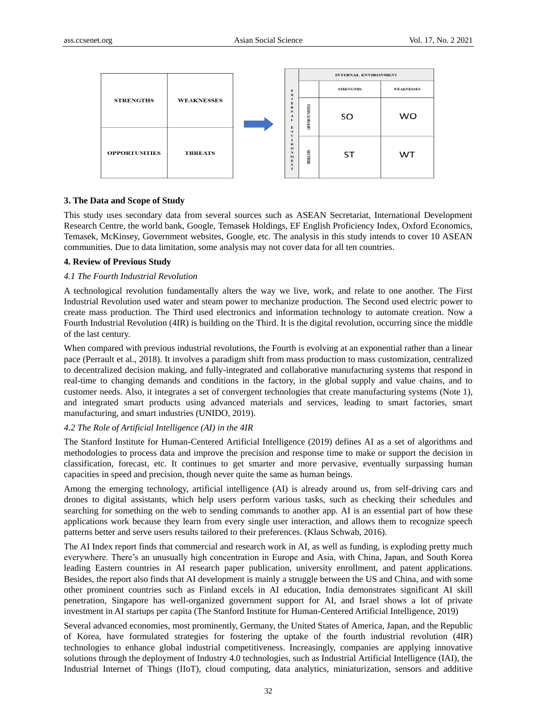| STRENGTHS | WEAKNESSES |
|---|---|
| OPPORTUNITIES | THREATS |

| EXTERNAL ENVIRONMENT | | INTERNAL ENVIRONMENT | |
|---|---|---|---|
| | | STRENGTHS | WEAKNESSES |
| | OPPORTUNITIES | SO | WO |
| | THREATS | ST | WT |

## 3. The Data and Scope of Study

This study uses secondary data from several sources such as ASEAN Secretariat, International Development Research Centre, the world bank, Google, Temasek Holdings, EF English Proficiency Index, Oxford Economics, Temasek, McKinsey, Government websites, Google, etc. The analysis in this study intends to cover 10 ASEAN communities. Due to data limitation, some analysis may not cover data for all ten countries.

## 4. Review of Previous Study

### *4.1 The Fourth Industrial Revolution*

A technological revolution fundamentally alters the way we live, work, and relate to one another. The First Industrial Revolution used water and steam power to mechanize production. The Second used electric power to create mass production. The Third used electronics and information technology to automate creation. Now a Fourth Industrial Revolution (4IR) is building on the Third. It is the digital revolution, occurring since the middle of the last century.

When compared with previous industrial revolutions, the Fourth is evolving at an exponential rather than a linear pace (Perrault et al., 2018). It involves a paradigm shift from mass production to mass customization, centralized to decentralized decision making, and fully-integrated and collaborative manufacturing systems that respond in real-time to changing demands and conditions in the factory, in the global supply and value chains, and to customer needs. Also, it integrates a set of convergent technologies that create manufacturing systems (Note 1), and integrated smart products using advanced materials and services, leading to smart factories, smart manufacturing, and smart industries (UNIDO, 2019).

### *4.2 The Role of Artificial Intelligence (AI) in the 4IR*

The Stanford Institute for Human-Centered Artificial Intelligence (2019) defines AI as a set of algorithms and methodologies to process data and improve the precision and response time to make or support the decision in classification, forecast, etc. It continues to get smarter and more pervasive, eventually surpassing human capacities in speed and precision, though never quite the same as human beings.

Among the emerging technology, artificial intelligence (AI) is already around us, from self-driving cars and drones to digital assistants, which help users perform various tasks, such as checking their schedules and searching for something on the web to sending commands to another app. AI is an essential part of how these applications work because they learn from every single user interaction, and allows them to recognize speech patterns better and serve users results tailored to their preferences. (Klaus Schwab, 2016).

The AI Index report finds that commercial and research work in AI, as well as funding, is exploding pretty much everywhere. There's an unusually high concentration in Europe and Asia, with China, Japan, and South Korea leading Eastern countries in AI research paper publication, university enrollment, and patent applications. Besides, the report also finds that AI development is mainly a struggle between the US and China, and with some other prominent countries such as Finland excels in AI education, India demonstrates significant AI skill penetration, Singapore has well-organized government support for AI, and Israel shows a lot of private investment in AI startups per capita (The Stanford Institute for Human-Centered Artificial Intelligence, 2019)

Several advanced economies, most prominently, Germany, the United States of America, Japan, and the Republic of Korea, have formulated strategies for fostering the uptake of the fourth industrial revolution (4IR) technologies to enhance global industrial competitiveness. Increasingly, companies are applying innovative solutions through the deployment of Industry 4.0 technologies, such as Industrial Artificial Intelligence (IAI), the Industrial Internet of Things (IIoT), cloud computing, data analytics, miniaturization, sensors and additive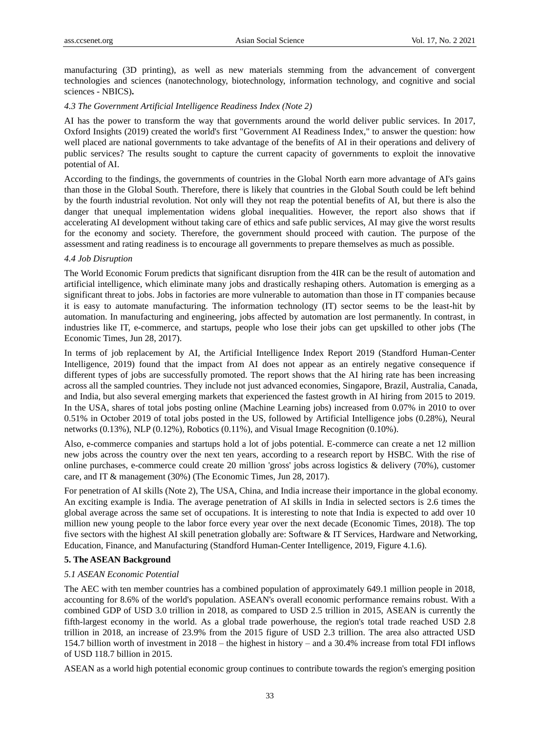manufacturing (3D printing), as well as new materials stemming from the advancement of convergent technologies and sciences (nanotechnology, biotechnology, information technology, and cognitive and social sciences - NBICS)**.**

### *4.3 The Government Artificial Intelligence Readiness Index (Note 2)*

AI has the power to transform the way that governments around the world deliver public services. In 2017, Oxford Insights (2019) created the world's first "Government AI Readiness Index," to answer the question: how well placed are national governments to take advantage of the benefits of AI in their operations and delivery of public services? The results sought to capture the current capacity of governments to exploit the innovative potential of AI.

According to the findings, the governments of countries in the Global North earn more advantage of AI's gains than those in the Global South. Therefore, there is likely that countries in the Global South could be left behind by the fourth industrial revolution. Not only will they not reap the potential benefits of AI, but there is also the danger that unequal implementation widens global inequalities. However, the report also shows that if accelerating AI development without taking care of ethics and safe public services, AI may give the worst results for the economy and society. Therefore, the government should proceed with caution. The purpose of the assessment and rating readiness is to encourage all governments to prepare themselves as much as possible.

### *4.4 Job Disruption*

The World Economic Forum predicts that significant disruption from the 4IR can be the result of automation and artificial intelligence, which eliminate many jobs and drastically reshaping others. Automation is emerging as a significant threat to jobs. Jobs in factories are more vulnerable to automation than those in IT companies because it is easy to automate manufacturing. The information technology (IT) sector seems to be the least-hit by automation. In manufacturing and engineering, jobs affected by automation are lost permanently. In contrast, in industries like IT, e-commerce, and startups, people who lose their jobs can get upskilled to other jobs (The Economic Times, Jun 28, 2017).

In terms of job replacement by AI, the Artificial Intelligence Index Report 2019 (Standford Human-Center Intelligence, 2019) found that the impact from AI does not appear as an entirely negative consequence if different types of jobs are successfully promoted. The report shows that the AI hiring rate has been increasing across all the sampled countries. They include not just advanced economies, Singapore, Brazil, Australia, Canada, and India, but also several emerging markets that experienced the fastest growth in AI hiring from 2015 to 2019. In the USA, shares of total jobs posting online (Machine Learning jobs) increased from 0.07% in 2010 to over 0.51% in October 2019 of total jobs posted in the US, followed by Artificial Intelligence jobs (0.28%), Neural networks (0.13%), NLP (0.12%), Robotics (0.11%), and Visual Image Recognition (0.10%).

Also, e-commerce companies and startups hold a lot of jobs potential. E-commerce can create a net 12 million new jobs across the country over the next ten years, according to a research report by HSBC. With the rise of online purchases, e-commerce could create 20 million 'gross' jobs across logistics & delivery (70%), customer care, and IT & management (30%) (The Economic Times, Jun 28, 2017).

For penetration of AI skills (Note 2), The USA, China, and India increase their importance in the global economy. An exciting example is India. The average penetration of AI skills in India in selected sectors is 2.6 times the global average across the same set of occupations. It is interesting to note that India is expected to add over 10 million new young people to the labor force every year over the next decade (Economic Times, 2018). The top five sectors with the highest AI skill penetration globally are: Software & IT Services, Hardware and Networking, Education, Finance, and Manufacturing (Standford Human-Center Intelligence, 2019, Figure 4.1.6).

## **5. The ASEAN Background**

### *5.1 ASEAN Economic Potential*

The AEC with ten member countries has a combined population of approximately 649.1 million people in 2018, accounting for 8.6% of the world's population. ASEAN's overall economic performance remains robust. With a combined GDP of USD 3.0 trillion in 2018, as compared to USD 2.5 trillion in 2015, ASEAN is currently the fifth-largest economy in the world. As a global trade powerhouse, the region's total trade reached USD 2.8 trillion in 2018, an increase of 23.9% from the 2015 figure of USD 2.3 trillion. The area also attracted USD 154.7 billion worth of investment in 2018 – the highest in history – and a 30.4% increase from total FDI inflows of USD 118.7 billion in 2015.

ASEAN as a world high potential economic group continues to contribute towards the region's emerging position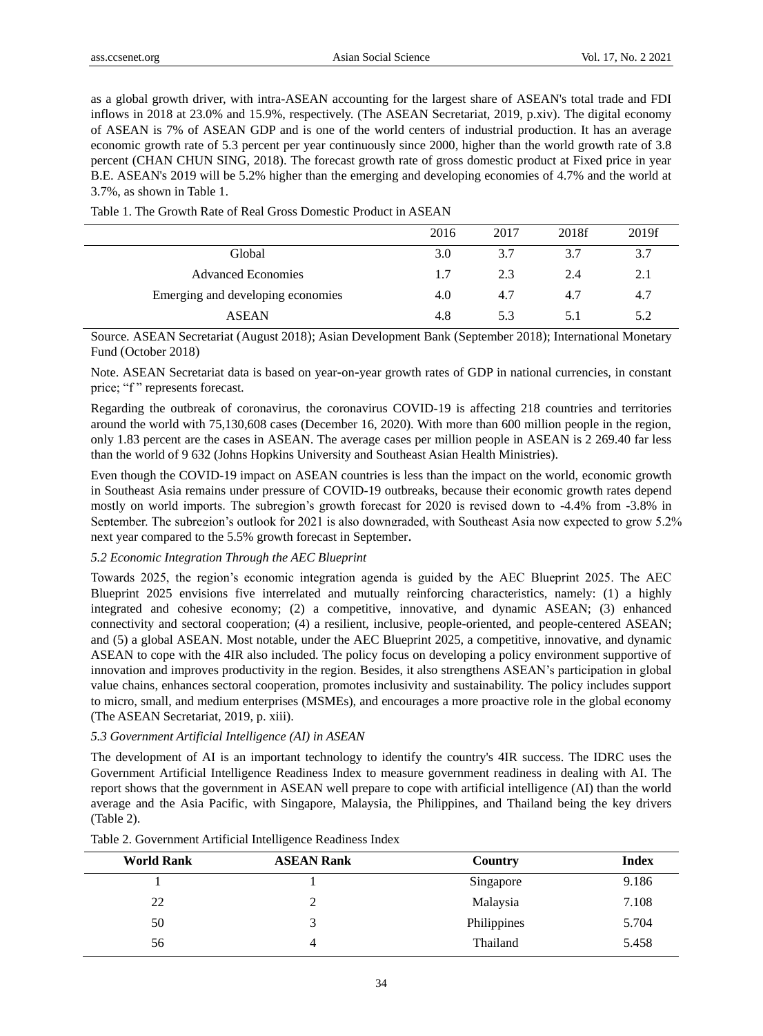as a global growth driver, with intra-ASEAN accounting for the largest share of ASEAN's total trade and FDI inflows in 2018 at 23.0% and 15.9%, respectively. (The ASEAN Secretariat, 2019, p.xiv). The digital economy of ASEAN is 7% of ASEAN GDP and is one of the world centers of industrial production. It has an average economic growth rate of 5.3 percent per year continuously since 2000, higher than the world growth rate of 3.8 percent (CHAN CHUN SING, 2018). The forecast growth rate of gross domestic product at Fixed price in year B.E. ASEAN's 2019 will be 5.2% higher than the emerging and developing economies of 4.7% and the world at 3.7%, as shown in Table 1.

Table 1. The Growth Rate of Real Gross Domestic Product in ASEAN

| | 2016 | 2017 | 2018f | 2019f |
|---|---|---|---|---|
| Global | 3.0 | 3.7 | 3.7 | 3.7 |
| Advanced Economies | 1.7 | 2.3 | 2.4 | 2.1 |
| Emerging and developing economies | 4.0 | 4.7 | 4.7 | 4.7 |
| ASEAN | 4.8 | 5.3 | 5.1 | 5.2 |

Source. ASEAN Secretariat (August 2018); Asian Development Bank (September 2018); International Monetary Fund (October 2018)

Note. ASEAN Secretariat data is based on year-on-year growth rates of GDP in national currencies, in constant price; "f" represents forecast.

Regarding the outbreak of coronavirus, the coronavirus COVID-19 is affecting 218 countries and territories around the world with 75,130,608 cases (December 16, 2020). With more than 600 million people in the region, only 1.83 percent are the cases in ASEAN. The average cases per million people in ASEAN is 2 269.40 far less than the world of 9 632 (Johns Hopkins University and Southeast Asian Health Ministries).

Even though the COVID-19 impact on ASEAN countries is less than the impact on the world, economic growth in Southeast Asia remains under pressure of COVID-19 outbreaks, because their economic growth rates depend mostly on world imports. The subregion's growth forecast for 2020 is revised down to -4.4% from -3.8% in September. The subregion's outlook for 2021 is also downgraded, with Southeast Asia now expected to grow 5.2% next year compared to the 5.5% growth forecast in September.

### *5.2 Economic Integration Through the AEC Blueprint*

Towards 2025, the region's economic integration agenda is guided by the AEC Blueprint 2025. The AEC Blueprint 2025 envisions five interrelated and mutually reinforcing characteristics, namely: (1) a highly integrated and cohesive economy; (2) a competitive, innovative, and dynamic ASEAN; (3) enhanced connectivity and sectoral cooperation; (4) a resilient, inclusive, people-oriented, and people-centered ASEAN; and (5) a global ASEAN. Most notable, under the AEC Blueprint 2025, a competitive, innovative, and dynamic ASEAN to cope with the 4IR also included. The policy focus on developing a policy environment supportive of innovation and improves productivity in the region. Besides, it also strengthens ASEAN's participation in global value chains, enhances sectoral cooperation, promotes inclusivity and sustainability. The policy includes support to micro, small, and medium enterprises (MSMEs), and encourages a more proactive role in the global economy (The ASEAN Secretariat, 2019, p. xiii).

### *5.3 Government Artificial Intelligence (AI) in ASEAN*

The development of AI is an important technology to identify the country's 4IR success. The IDRC uses the Government Artificial Intelligence Readiness Index to measure government readiness in dealing with AI. The report shows that the government in ASEAN well prepare to cope with artificial intelligence (AI) than the world average and the Asia Pacific, with Singapore, Malaysia, the Philippines, and Thailand being the key drivers (Table 2).

Table 2. Government Artificial Intelligence Readiness Index

| World Rank | ASEAN Rank | Country | Index |
|---|---|---|---|
| 1 | 1 | Singapore | 9.186 |
| 22 | 2 | Malaysia | 7.108 |
| 50 | 3 | Philippines | 5.704 |
| 56 | 4 | Thailand | 5.458 |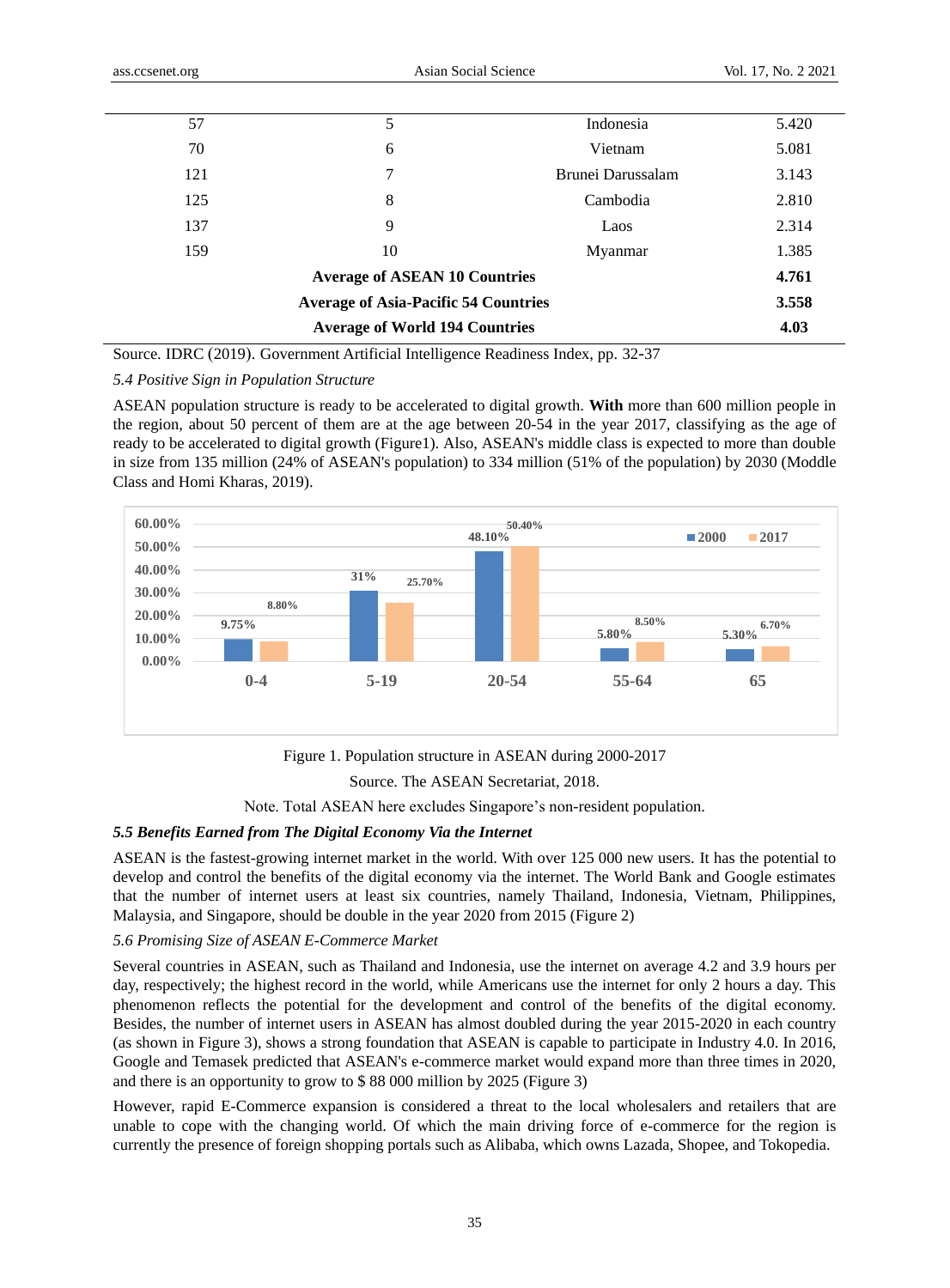| | | | |
|---|---|---|---|
| 57 | 5 | Indonesia | 5.420 |
| 70 | 6 | Vietnam | 5.081 |
| 121 | 7 | Brunei Darussalam | 3.143 |
| 125 | 8 | Cambodia | 2.810 |
| 137 | 9 | Laos | 2.314 |
| 159 | 10 | Myanmar | 1.385 |
| | **Average of ASEAN 10 Countries** | | **4.761** |
| | **Average of Asia-Pacific 54 Countries** | | **3.558** |
| | **Average of World 194 Countries** | | **4.03** |

Source. IDRC (2019). Government Artificial Intelligence Readiness Index, pp. 32-37

*5.4 Positive Sign in Population Structure*

ASEAN population structure is ready to be accelerated to digital growth. **With** more than 600 million people in the region, about 50 percent of them are at the age between 20-54 in the year 2017, classifying as the age of ready to be accelerated to digital growth (Figure1). Also, ASEAN's middle class is expected to more than double in size from 135 million (24% of ASEAN's population) to 334 million (51% of the population) by 2030 (Moddle Class and Homi Kharas, 2019).

| Age group | 2000 | 2017 |
|---|---|---|
| 0-4 | 9.75% | 8.80% |
| 5-19 | 31% | 25.70% |
| 20-54 | 48.10% | 50.40% |
| 55-64 | 5.80% | 8.50% |
| 65 | 5.30% | 6.70% |

Figure 1. Population structure in ASEAN during 2000-2017

Source. The ASEAN Secretariat, 2018.

Note. Total ASEAN here excludes Singapore's non-resident population.

***5.5 Benefits Earned from The Digital Economy Via the Internet***

ASEAN is the fastest-growing internet market in the world. With over 125 000 new users. It has the potential to develop and control the benefits of the digital economy via the internet. The World Bank and Google estimates that the number of internet users at least six countries, namely Thailand, Indonesia, Vietnam, Philippines, Malaysia, and Singapore, should be double in the year 2020 from 2015 (Figure 2)

*5.6 Promising Size of ASEAN E-Commerce Market*

Several countries in ASEAN, such as Thailand and Indonesia, use the internet on average 4.2 and 3.9 hours per day, respectively; the highest record in the world, while Americans use the internet for only 2 hours a day. This phenomenon reflects the potential for the development and control of the benefits of the digital economy. Besides, the number of internet users in ASEAN has almost doubled during the year 2015-2020 in each country (as shown in Figure 3), shows a strong foundation that ASEAN is capable to participate in Industry 4.0. In 2016, Google and Temasek predicted that ASEAN's e-commerce market would expand more than three times in 2020, and there is an opportunity to grow to $ 88 000 million by 2025 (Figure 3)

However, rapid E-Commerce expansion is considered a threat to the local wholesalers and retailers that are unable to cope with the changing world. Of which the main driving force of e-commerce for the region is currently the presence of foreign shopping portals such as Alibaba, which owns Lazada, Shopee, and Tokopedia.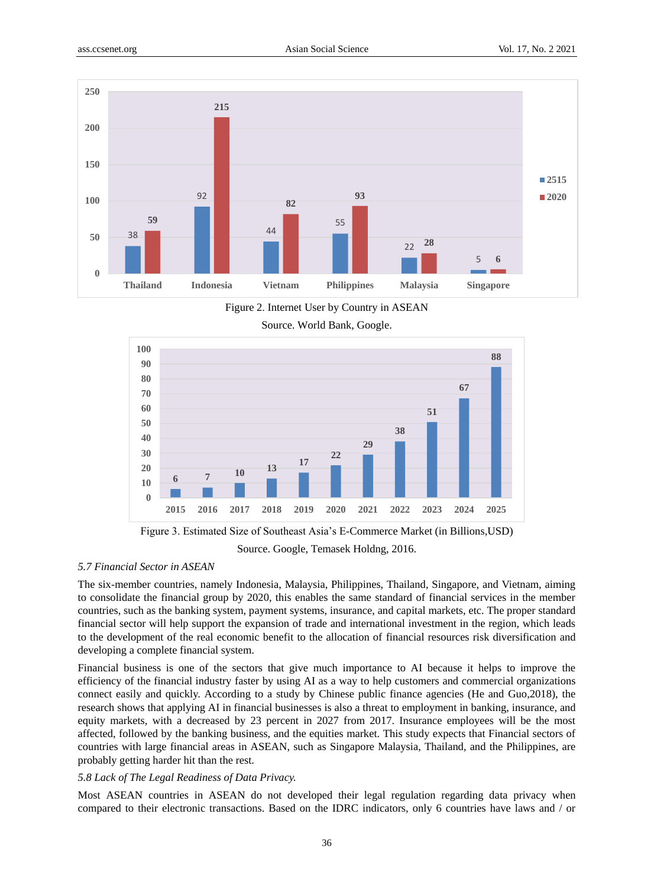Figure 2. Internet User by Country in ASEAN

Source. World Bank, Google.

Figure 3. Estimated Size of Southeast Asia's E-Commerce Market (in Billions,USD)

Source. Google, Temasek Holdng, 2016.

### *5.7 Financial Sector in ASEAN*

The six-member countries, namely Indonesia, Malaysia, Philippines, Thailand, Singapore, and Vietnam, aiming to consolidate the financial group by 2020, this enables the same standard of financial services in the member countries, such as the banking system, payment systems, insurance, and capital markets, etc. The proper standard financial sector will help support the expansion of trade and international investment in the region, which leads to the development of the real economic benefit to the allocation of financial resources risk diversification and developing a complete financial system.

Financial business is one of the sectors that give much importance to AI because it helps to improve the efficiency of the financial industry faster by using AI as a way to help customers and commercial organizations connect easily and quickly. According to a study by Chinese public finance agencies (He and Guo,2018), the research shows that applying AI in financial businesses is also a threat to employment in banking, insurance, and equity markets, with a decreased by 23 percent in 2027 from 2017. Insurance employees will be the most affected, followed by the banking business, and the equities market. This study expects that Financial sectors of countries with large financial areas in ASEAN, such as Singapore Malaysia, Thailand, and the Philippines, are probably getting harder hit than the rest.

### *5.8 Lack of The Legal Readiness of Data Privacy.*

Most ASEAN countries in ASEAN do not developed their legal regulation regarding data privacy when compared to their electronic transactions. Based on the IDRC indicators, only 6 countries have laws and / or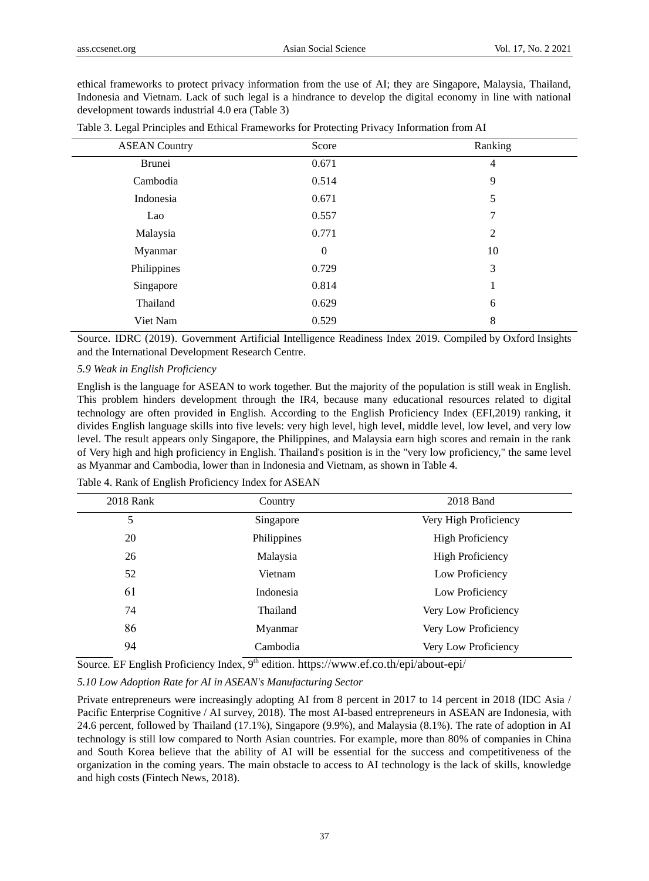ethical frameworks to protect privacy information from the use of AI; they are Singapore, Malaysia, Thailand, Indonesia and Vietnam. Lack of such legal is a hindrance to develop the digital economy in line with national development towards industrial 4.0 era (Table 3)

Table 3. Legal Principles and Ethical Frameworks for Protecting Privacy Information from AI

| ASEAN Country | Score | Ranking |
| --- | --- | --- |
| Brunei | 0.671 | 4 |
| Cambodia | 0.514 | 9 |
| Indonesia | 0.671 | 5 |
| Lao | 0.557 | 7 |
| Malaysia | 0.771 | 2 |
| Myanmar | 0 | 10 |
| Philippines | 0.729 | 3 |
| Singapore | 0.814 | 1 |
| Thailand | 0.629 | 6 |
| Viet Nam | 0.529 | 8 |

Source. IDRC (2019). Government Artificial Intelligence Readiness Index 2019. Compiled by Oxford Insights and the International Development Research Centre.

*5.9 Weak in English Proficiency*

English is the language for ASEAN to work together. But the majority of the population is still weak in English. This problem hinders development through the IR4, because many educational resources related to digital technology are often provided in English. According to the English Proficiency Index (EFI,2019) ranking, it divides English language skills into five levels: very high level, high level, middle level, low level, and very low level. The result appears only Singapore, the Philippines, and Malaysia earn high scores and remain in the rank of Very high and high proficiency in English. Thailand's position is in the "very low proficiency," the same level as Myanmar and Cambodia, lower than in Indonesia and Vietnam, as shown in Table 4.

Table 4. Rank of English Proficiency Index for ASEAN

| 2018 Rank | Country | 2018 Band |
| --- | --- | --- |
| 5 | Singapore | Very High Proficiency |
| 20 | Philippines | High Proficiency |
| 26 | Malaysia | High Proficiency |
| 52 | Vietnam | Low Proficiency |
| 61 | Indonesia | Low Proficiency |
| 74 | Thailand | Very Low Proficiency |
| 86 | Myanmar | Very Low Proficiency |
| 94 | Cambodia | Very Low Proficiency |

Source. EF English Proficiency Index, 9th edition. https://www.ef.co.th/epi/about-epi/

*5.10 Low Adoption Rate for AI in ASEAN's Manufacturing Sector*

Private entrepreneurs were increasingly adopting AI from 8 percent in 2017 to 14 percent in 2018 (IDC Asia / Pacific Enterprise Cognitive / AI survey, 2018). The most AI-based entrepreneurs in ASEAN are Indonesia, with 24.6 percent, followed by Thailand (17.1%), Singapore (9.9%), and Malaysia (8.1%). The rate of adoption in AI technology is still low compared to North Asian countries. For example, more than 80% of companies in China and South Korea believe that the ability of AI will be essential for the success and competitiveness of the organization in the coming years. The main obstacle to access to AI technology is the lack of skills, knowledge and high costs (Fintech News, 2018).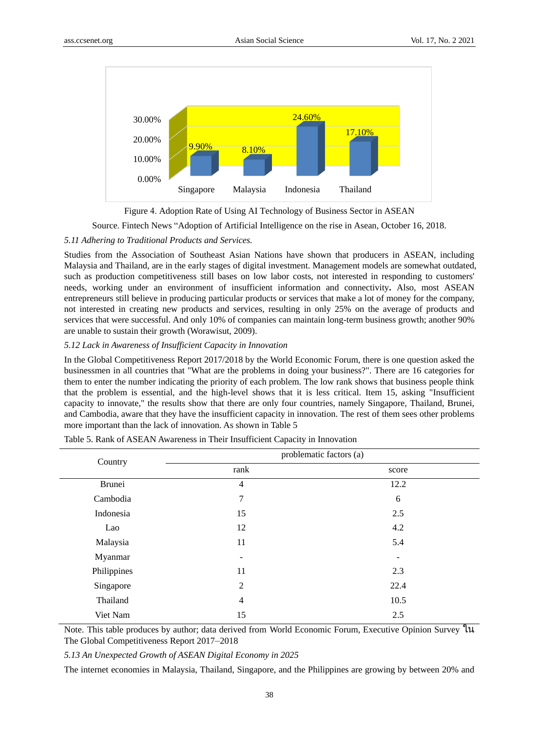Figure 4. Adoption Rate of Using AI Technology of Business Sector in ASEAN

Source. Fintech News "Adoption of Artificial Intelligence on the rise in Asean, October 16, 2018.

*5.11 Adhering to Traditional Products and Services.*

Studies from the Association of Southeast Asian Nations have shown that producers in ASEAN, including Malaysia and Thailand, are in the early stages of digital investment. Management models are somewhat outdated, such as production competitiveness still bases on low labor costs, not interested in responding to customers' needs, working under an environment of insufficient information and connectivity**.** Also, most ASEAN entrepreneurs still believe in producing particular products or services that make a lot of money for the company, not interested in creating new products and services, resulting in only 25% on the average of products and services that were successful. And only 10% of companies can maintain long-term business growth; another 90% are unable to sustain their growth (Worawisut, 2009).

*5.12 Lack in Awareness of Insufficient Capacity in Innovation*

In the Global Competitiveness Report 2017/2018 by the World Economic Forum, there is one question asked the businessmen in all countries that "What are the problems in doing your business?". There are 16 categories for them to enter the number indicating the priority of each problem. The low rank shows that business people think that the problem is essential, and the high-level shows that it is less critical. Item 15, asking "Insufficient capacity to innovate," the results show that there are only four countries, namely Singapore, Thailand, Brunei, and Cambodia, aware that they have the insufficient capacity in innovation. The rest of them sees other problems more important than the lack of innovation. As shown in Table 5

Table 5. Rank of ASEAN Awareness in Their Insufficient Capacity in Innovation

| Country | problematic factors (a) | |
|---|---|---|
| | rank | score |
| Brunei | 4 | 12.2 |
| Cambodia | 7 | 6 |
| Indonesia | 15 | 2.5 |
| Lao | 12 | 4.2 |
| Malaysia | 11 | 5.4 |
| Myanmar | - | - |
| Philippines | 11 | 2.3 |
| Singapore | 2 | 22.4 |
| Thailand | 4 | 10.5 |
| Viet Nam | 15 | 2.5 |

Note. This table produces by author; data derived from World Economic Forum, Executive Opinion Survey ใน The Global Competitiveness Report 2017–2018

*5.13 An Unexpected Growth of ASEAN Digital Economy in 2025*

The internet economies in Malaysia, Thailand, Singapore, and the Philippines are growing by between 20% and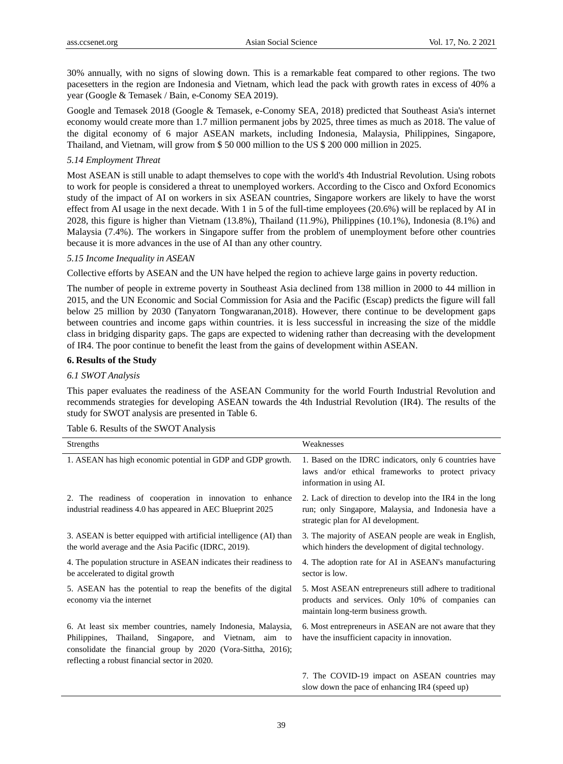30% annually, with no signs of slowing down. This is a remarkable feat compared to other regions. The two pacesetters in the region are Indonesia and Vietnam, which lead the pack with growth rates in excess of 40% a year (Google & Temasek / Bain, e-Conomy SEA 2019).

Google and Temasek 2018 (Google & Temasek, e-Conomy SEA, 2018) predicted that Southeast Asia's internet economy would create more than 1.7 million permanent jobs by 2025, three times as much as 2018. The value of the digital economy of 6 major ASEAN markets, including Indonesia, Malaysia, Philippines, Singapore, Thailand, and Vietnam, will grow from $ 50 000 million to the US $ 200 000 million in 2025.

*5.14 Employment Threat*

Most ASEAN is still unable to adapt themselves to cope with the world's 4th Industrial Revolution. Using robots to work for people is considered a threat to unemployed workers. According to the Cisco and Oxford Economics study of the impact of AI on workers in six ASEAN countries, Singapore workers are likely to have the worst effect from AI usage in the next decade. With 1 in 5 of the full-time employees (20.6%) will be replaced by AI in 2028, this figure is higher than Vietnam (13.8%), Thailand (11.9%), Philippines (10.1%), Indonesia (8.1%) and Malaysia (7.4%). The workers in Singapore suffer from the problem of unemployment before other countries because it is more advances in the use of AI than any other country.

*5.15 Income Inequality in ASEAN*

Collective efforts by ASEAN and the UN have helped the region to achieve large gains in poverty reduction.

The number of people in extreme poverty in Southeast Asia declined from 138 million in 2000 to 44 million in 2015, and the UN Economic and Social Commission for Asia and the Pacific (Escap) predicts the figure will fall below 25 million by 2030 (Tanyatorn Tongwaranan,2018). However, there continue to be development gaps between countries and income gaps within countries. it is less successful in increasing the size of the middle class in bridging disparity gaps. The gaps are expected to widening rather than decreasing with the development of IR4. The poor continue to benefit the least from the gains of development within ASEAN.

## 6. Results of the Study

*6.1 SWOT Analysis*

This paper evaluates the readiness of the ASEAN Community for the world Fourth Industrial Revolution and recommends strategies for developing ASEAN towards the 4th Industrial Revolution (IR4). The results of the study for SWOT analysis are presented in Table 6.

Table 6. Results of the SWOT Analysis

| Strengths | Weaknesses |
|---|---|
| 1. ASEAN has high economic potential in GDP and GDP growth. | 1. Based on the IDRC indicators, only 6 countries have laws and/or ethical frameworks to protect privacy information in using AI. |
| 2. The readiness of cooperation in innovation to enhance industrial readiness 4.0 has appeared in AEC Blueprint 2025 | 2. Lack of direction to develop into the IR4 in the long run; only Singapore, Malaysia, and Indonesia have a strategic plan for AI development. |
| 3. ASEAN is better equipped with artificial intelligence (AI) than the world average and the Asia Pacific (IDRC, 2019). | 3. The majority of ASEAN people are weak in English, which hinders the development of digital technology. |
| 4. The population structure in ASEAN indicates their readiness to be accelerated to digital growth | 4. The adoption rate for AI in ASEAN's manufacturing sector is low. |
| 5. ASEAN has the potential to reap the benefits of the digital economy via the internet | 5. Most ASEAN entrepreneurs still adhere to traditional products and services. Only 10% of companies can maintain long-term business growth. |
| 6. At least six member countries, namely Indonesia, Malaysia, Philippines, Thailand, Singapore, and Vietnam, aim to consolidate the financial group by 2020 (Vora-Sittha, 2016); reflecting a robust financial sector in 2020. | 6. Most entrepreneurs in ASEAN are not aware that they have the insufficient capacity in innovation. |
| | 7. The COVID-19 impact on ASEAN countries may slow down the pace of enhancing IR4 (speed up) |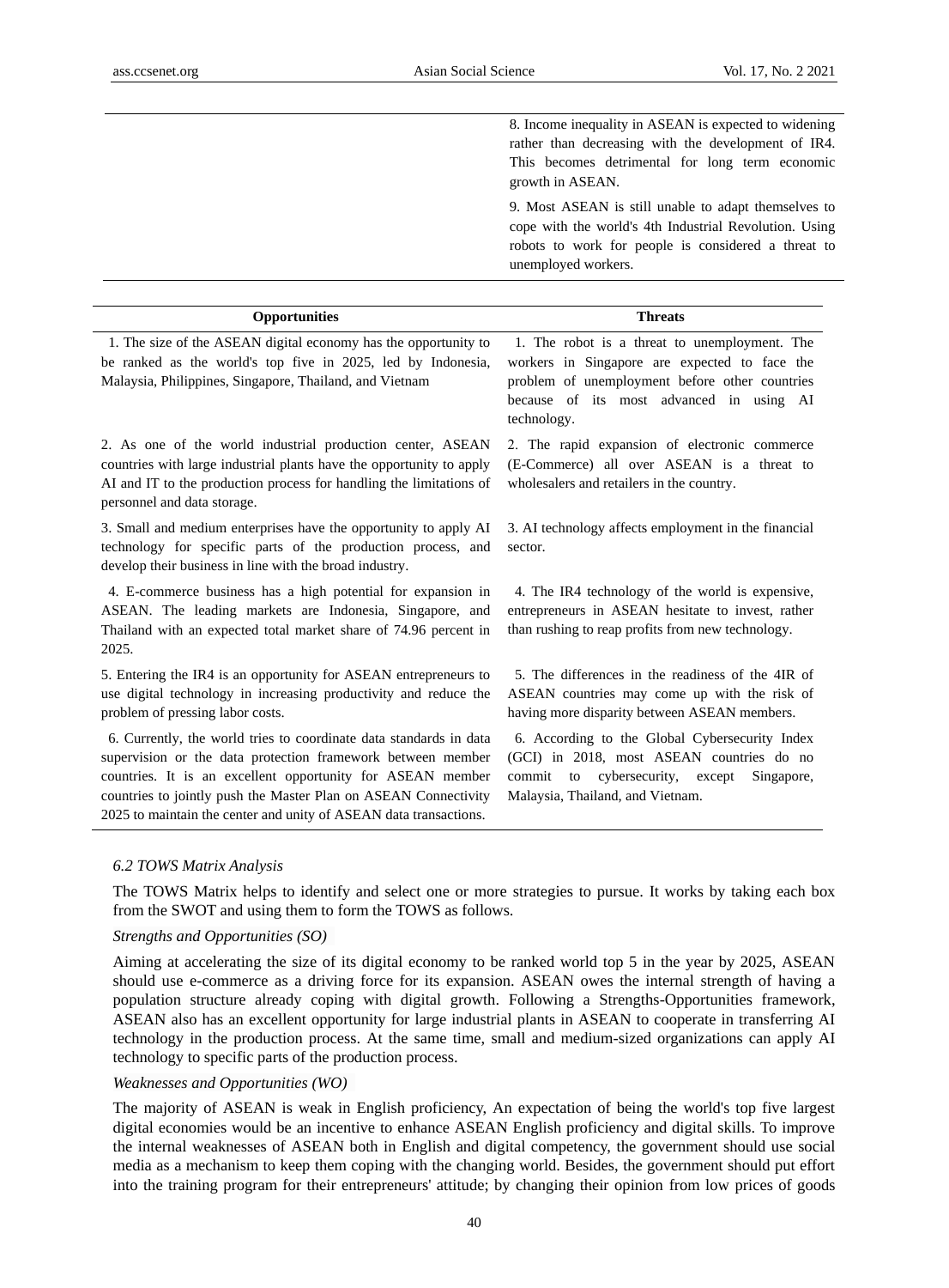| | |
|---|---|
| | 8. Income inequality in ASEAN is expected to widening rather than decreasing with the development of IR4. This becomes detrimental for long term economic growth in ASEAN. |
| | 9. Most ASEAN is still unable to adapt themselves to cope with the world's 4th Industrial Revolution. Using robots to work for people is considered a threat to unemployed workers. |

| **Opportunities** | **Threats** |
|---|---|
| 1. The size of the ASEAN digital economy has the opportunity to be ranked as the world's top five in 2025, led by Indonesia, Malaysia, Philippines, Singapore, Thailand, and Vietnam | 1. The robot is a threat to unemployment. The workers in Singapore are expected to face the problem of unemployment before other countries because of its most advanced in using AI technology. |
| 2. As one of the world industrial production center, ASEAN countries with large industrial plants have the opportunity to apply AI and IT to the production process for handling the limitations of personnel and data storage. | 2. The rapid expansion of electronic commerce (E-Commerce) all over ASEAN is a threat to wholesalers and retailers in the country. |
| 3. Small and medium enterprises have the opportunity to apply AI technology for specific parts of the production process, and develop their business in line with the broad industry. | 3. AI technology affects employment in the financial sector. |
| 4. E-commerce business has a high potential for expansion in ASEAN. The leading markets are Indonesia, Singapore, and Thailand with an expected total market share of 74.96 percent in 2025. | 4. The IR4 technology of the world is expensive, entrepreneurs in ASEAN hesitate to invest, rather than rushing to reap profits from new technology. |
| 5. Entering the IR4 is an opportunity for ASEAN entrepreneurs to use digital technology in increasing productivity and reduce the problem of pressing labor costs. | 5. The differences in the readiness of the 4IR of ASEAN countries may come up with the risk of having more disparity between ASEAN members. |
| 6. Currently, the world tries to coordinate data standards in data supervision or the data protection framework between member countries. It is an excellent opportunity for ASEAN member countries to jointly push the Master Plan on ASEAN Connectivity 2025 to maintain the center and unity of ASEAN data transactions. | 6. According to the Global Cybersecurity Index (GCI) in 2018, most ASEAN countries do no commit to cybersecurity, except Singapore, Malaysia, Thailand, and Vietnam. |

### *6.2 TOWS Matrix Analysis*

The TOWS Matrix helps to identify and select one or more strategies to pursue. It works by taking each box from the SWOT and using them to form the TOWS as follows.

*Strengths and Opportunities (SO)*

Aiming at accelerating the size of its digital economy to be ranked world top 5 in the year by 2025, ASEAN should use e-commerce as a driving force for its expansion. ASEAN owes the internal strength of having a population structure already coping with digital growth. Following a Strengths-Opportunities framework, ASEAN also has an excellent opportunity for large industrial plants in ASEAN to cooperate in transferring AI technology in the production process. At the same time, small and medium-sized organizations can apply AI technology to specific parts of the production process.

*Weaknesses and Opportunities (WO)*

The majority of ASEAN is weak in English proficiency, An expectation of being the world's top five largest digital economies would be an incentive to enhance ASEAN English proficiency and digital skills. To improve the internal weaknesses of ASEAN both in English and digital competency, the government should use social media as a mechanism to keep them coping with the changing world. Besides, the government should put effort into the training program for their entrepreneurs' attitude; by changing their opinion from low prices of goods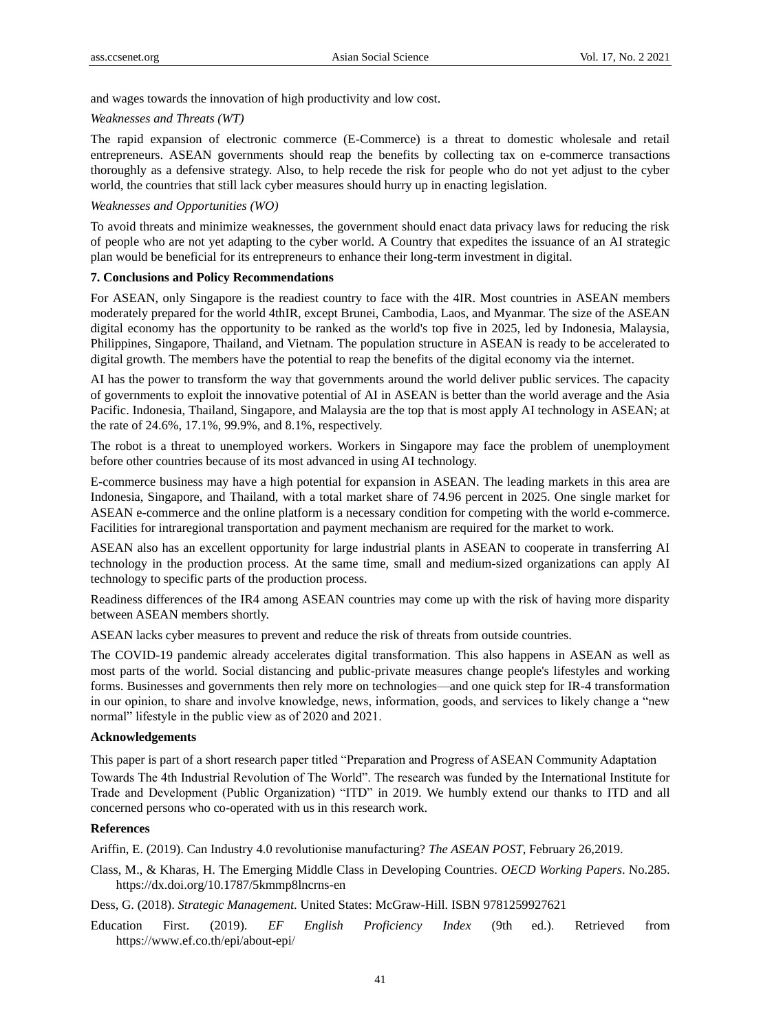and wages towards the innovation of high productivity and low cost.

*Weaknesses and Threats (WT)*

The rapid expansion of electronic commerce (E-Commerce) is a threat to domestic wholesale and retail entrepreneurs. ASEAN governments should reap the benefits by collecting tax on e-commerce transactions thoroughly as a defensive strategy. Also, to help recede the risk for people who do not yet adjust to the cyber world, the countries that still lack cyber measures should hurry up in enacting legislation.

*Weaknesses and Opportunities (WO)*

To avoid threats and minimize weaknesses, the government should enact data privacy laws for reducing the risk of people who are not yet adapting to the cyber world. A Country that expedites the issuance of an AI strategic plan would be beneficial for its entrepreneurs to enhance their long-term investment in digital.

**7. Conclusions and Policy Recommendations**

For ASEAN, only Singapore is the readiest country to face with the 4IR. Most countries in ASEAN members moderately prepared for the world 4thIR, except Brunei, Cambodia, Laos, and Myanmar. The size of the ASEAN digital economy has the opportunity to be ranked as the world's top five in 2025, led by Indonesia, Malaysia, Philippines, Singapore, Thailand, and Vietnam. The population structure in ASEAN is ready to be accelerated to digital growth. The members have the potential to reap the benefits of the digital economy via the internet.

AI has the power to transform the way that governments around the world deliver public services. The capacity of governments to exploit the innovative potential of AI in ASEAN is better than the world average and the Asia Pacific. Indonesia, Thailand, Singapore, and Malaysia are the top that is most apply AI technology in ASEAN; at the rate of 24.6%, 17.1%, 99.9%, and 8.1%, respectively.

The robot is a threat to unemployed workers. Workers in Singapore may face the problem of unemployment before other countries because of its most advanced in using AI technology.

E-commerce business may have a high potential for expansion in ASEAN. The leading markets in this area are Indonesia, Singapore, and Thailand, with a total market share of 74.96 percent in 2025. One single market for ASEAN e-commerce and the online platform is a necessary condition for competing with the world e-commerce. Facilities for intraregional transportation and payment mechanism are required for the market to work.

ASEAN also has an excellent opportunity for large industrial plants in ASEAN to cooperate in transferring AI technology in the production process. At the same time, small and medium-sized organizations can apply AI technology to specific parts of the production process.

Readiness differences of the IR4 among ASEAN countries may come up with the risk of having more disparity between ASEAN members shortly.

ASEAN lacks cyber measures to prevent and reduce the risk of threats from outside countries.

The COVID-19 pandemic already accelerates digital transformation. This also happens in ASEAN as well as most parts of the world. Social distancing and public-private measures change people's lifestyles and working forms. Businesses and governments then rely more on technologies—and one quick step for IR-4 transformation in our opinion, to share and involve knowledge, news, information, goods, and services to likely change a "new normal" lifestyle in the public view as of 2020 and 2021.

**Acknowledgements**

This paper is part of a short research paper titled "Preparation and Progress of ASEAN Community Adaptation Towards The 4th Industrial Revolution of The World". The research was funded by the International Institute for Trade and Development (Public Organization) "ITD" in 2019. We humbly extend our thanks to ITD and all concerned persons who co-operated with us in this research work.

**References**

Ariffin, E. (2019). Can Industry 4.0 revolutionise manufacturing? *The ASEAN POST*, February 26,2019.

Class, M., & Kharas, H. The Emerging Middle Class in Developing Countries. *OECD Working Papers*. No.285. https://dx.doi.org/10.1787/5kmmp8lncrns-en

Dess, G. (2018). *Strategic Management*. United States: McGraw-Hill. ISBN 9781259927621

Education First. (2019). *EF English Proficiency Index* (9th ed.). Retrieved from https://www.ef.co.th/epi/about-epi/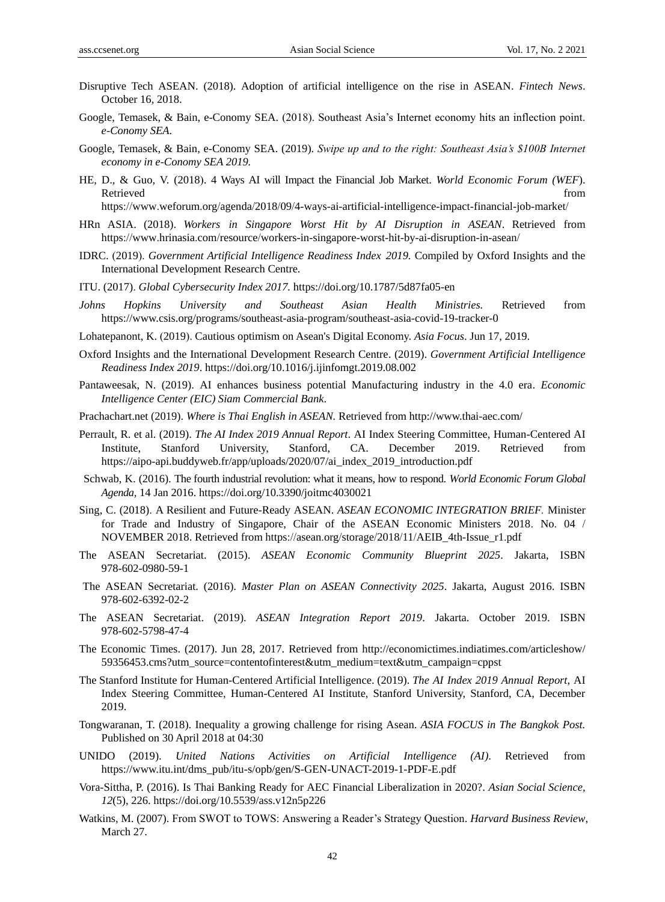Disruptive Tech ASEAN. (2018). Adoption of artificial intelligence on the rise in ASEAN. *Fintech News*. October 16, 2018.

Google, Temasek, & Bain, e-Conomy SEA. (2018). Southeast Asia's Internet economy hits an inflection point. *e-Conomy SEA*.

Google, Temasek, & Bain, e-Conomy SEA. (2019). *Swipe up and to the right: Southeast Asia's $100B Internet economy in e-Conomy SEA 2019.*

HE, D., & Guo, V. (2018). 4 Ways AI will Impact the Financial Job Market. *World Economic Forum (WEF*). Retrieved from https://www.weforum.org/agenda/2018/09/4-ways-ai-artificial-intelligence-impact-financial-job-market/

HRn ASIA. (2018). *Workers in Singapore Worst Hit by AI Disruption in ASEAN*. Retrieved from https://www.hrinasia.com/resource/workers-in-singapore-worst-hit-by-ai-disruption-in-asean/

IDRC. (2019). *Government Artificial Intelligence Readiness Index 2019.* Compiled by Oxford Insights and the International Development Research Centre.

ITU. (2017). *Global Cybersecurity Index 2017.* https://doi.org/10.1787/5d87fa05-en

*Johns Hopkins University and Southeast Asian Health Ministries.* Retrieved from https://www.csis.org/programs/southeast-asia-program/southeast-asia-covid-19-tracker-0

Lohatepanont, K. (2019). Cautious optimism on Asean's Digital Economy. *Asia Focus*. Jun 17, 2019.

Oxford Insights and the International Development Research Centre. (2019). *Government Artificial Intelligence Readiness Index 2019*. https://doi.org/10.1016/j.ijinfomgt.2019.08.002

Pantaweesak, N. (2019). AI enhances business potential Manufacturing industry in the 4.0 era. *Economic Intelligence Center (EIC) Siam Commercial Bank*.

Prachachart.net (2019). *Where is Thai English in ASEAN.* Retrieved from http://www.thai-aec.com/

Perrault, R. et al. (2019). *The AI Index 2019 Annual Report*. AI Index Steering Committee, Human-Centered AI Institute, Stanford University, Stanford, CA. December 2019. Retrieved from https://aipo-api.buddyweb.fr/app/uploads/2020/07/ai_index_2019_introduction.pdf

Schwab, K. (2016). The fourth industrial revolution: what it means, how to respond. *World Economic Forum Global Agenda*, 14 Jan 2016. https://doi.org/10.3390/joitmc4030021

Sing, C. (2018). A Resilient and Future-Ready ASEAN. *ASEAN ECONOMIC INTEGRATION BRIEF.* Minister for Trade and Industry of Singapore, Chair of the ASEAN Economic Ministers 2018. No. 04 / NOVEMBER 2018. Retrieved from https://asean.org/storage/2018/11/AEIB_4th-Issue_r1.pdf

The ASEAN Secretariat. (2015). *ASEAN Economic Community Blueprint 2025*. Jakarta, ISBN 978-602-0980-59-1

The ASEAN Secretariat. (2016). *Master Plan on ASEAN Connectivity 2025*. Jakarta, August 2016. ISBN 978-602-6392-02-2

The ASEAN Secretariat. (2019). *ASEAN Integration Report 2019*. Jakarta. October 2019. ISBN 978-602-5798-47-4

The Economic Times. (2017). Jun 28, 2017. Retrieved from http://economictimes.indiatimes.com/articleshow/59356453.cms?utm_source=contentofinterest&utm_medium=text&utm_campaign=cppst

The Stanford Institute for Human-Centered Artificial Intelligence. (2019). *The AI Index 2019 Annual Report*, AI Index Steering Committee, Human-Centered AI Institute, Stanford University, Stanford, CA, December 2019.

Tongwaranan, T. (2018). Inequality a growing challenge for rising Asean. *ASIA FOCUS in The Bangkok Post.* Published on 30 April 2018 at 04:30

UNIDO (2019). *United Nations Activities on Artificial Intelligence (AI)*. Retrieved from https://www.itu.int/dms_pub/itu-s/opb/gen/S-GEN-UNACT-2019-1-PDF-E.pdf

Vora-Sittha, P. (2016). Is Thai Banking Ready for AEC Financial Liberalization in 2020?. *Asian Social Science*, *12*(5), 226. https://doi.org/10.5539/ass.v12n5p226

Watkins, M. (2007). From SWOT to TOWS: Answering a Reader's Strategy Question. *Harvard Business Review*, March 27.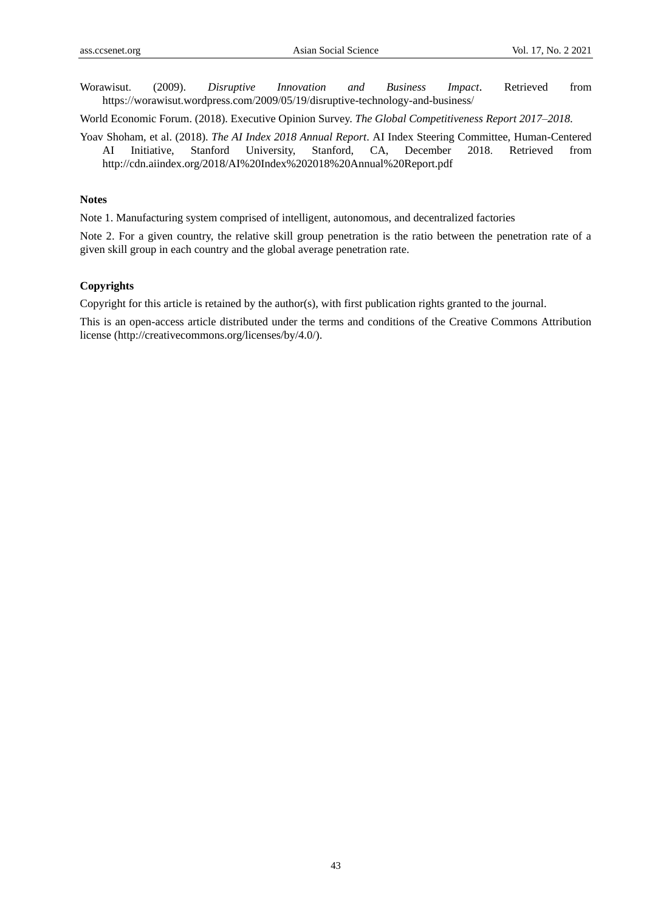Worawisut. (2009). *Disruptive Innovation and Business Impact*. Retrieved from https://worawisut.wordpress.com/2009/05/19/disruptive-technology-and-business/

World Economic Forum. (2018). Executive Opinion Survey. *The Global Competitiveness Report 2017–2018*.

Yoav Shoham, et al. (2018). *The AI Index 2018 Annual Report*. AI Index Steering Committee, Human-Centered AI Initiative, Stanford University, Stanford, CA, December 2018. Retrieved from http://cdn.aiindex.org/2018/AI%20Index%202018%20Annual%20Report.pdf

## Notes

Note 1. Manufacturing system comprised of intelligent, autonomous, and decentralized factories

Note 2. For a given country, the relative skill group penetration is the ratio between the penetration rate of a given skill group in each country and the global average penetration rate.

## Copyrights

Copyright for this article is retained by the author(s), with first publication rights granted to the journal.

This is an open-access article distributed under the terms and conditions of the Creative Commons Attribution license (http://creativecommons.org/licenses/by/4.0/).